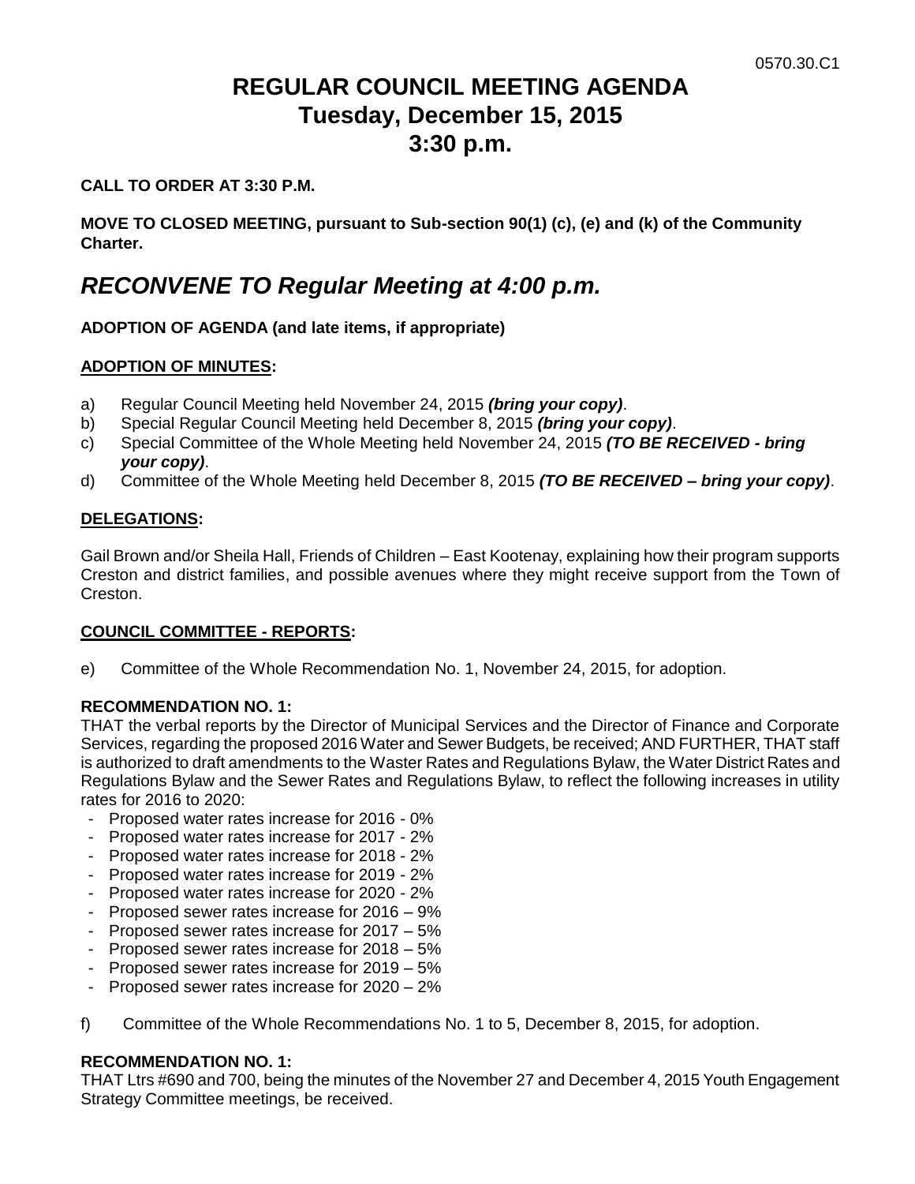0570.30.C1

# REGULAR COUNCIL MEETING AGENDA
# Tuesday, December 15, 2015
# 3:30 p.m.

**CALL TO ORDER AT 3:30 P.M.**

**MOVE TO CLOSED MEETING, pursuant to Sub-section 90(1) (c), (e) and (k) of the Community Charter.**

## *RECONVENE TO Regular Meeting at 4:00 p.m.*

**ADOPTION OF AGENDA (and late items, if appropriate)**

**ADOPTION OF MINUTES:**

a) Regular Council Meeting held November 24, 2015 ***(bring your copy)***.
b) Special Regular Council Meeting held December 8, 2015 ***(bring your copy)***.
c) Special Committee of the Whole Meeting held November 24, 2015 ***(TO BE RECEIVED - bring your copy)***.
d) Committee of the Whole Meeting held December 8, 2015 ***(TO BE RECEIVED – bring your copy)***.

**DELEGATIONS:**

Gail Brown and/or Sheila Hall, Friends of Children – East Kootenay, explaining how their program supports Creston and district families, and possible avenues where they might receive support from the Town of Creston.

**COUNCIL COMMITTEE - REPORTS:**

e) Committee of the Whole Recommendation No. 1, November 24, 2015, for adoption.

**RECOMMENDATION NO. 1:**
THAT the verbal reports by the Director of Municipal Services and the Director of Finance and Corporate Services, regarding the proposed 2016 Water and Sewer Budgets, be received; AND FURTHER, THAT staff is authorized to draft amendments to the Waster Rates and Regulations Bylaw, the Water District Rates and Regulations Bylaw and the Sewer Rates and Regulations Bylaw, to reflect the following increases in utility rates for 2016 to 2020:

- Proposed water rates increase for 2016 - 0%
- Proposed water rates increase for 2017 - 2%
- Proposed water rates increase for 2018 - 2%
- Proposed water rates increase for 2019 - 2%
- Proposed water rates increase for 2020 - 2%
- Proposed sewer rates increase for 2016 – 9%
- Proposed sewer rates increase for 2017 – 5%
- Proposed sewer rates increase for 2018 – 5%
- Proposed sewer rates increase for 2019 – 5%
- Proposed sewer rates increase for 2020 – 2%

f) Committee of the Whole Recommendations No. 1 to 5, December 8, 2015, for adoption.

**RECOMMENDATION NO. 1:**
THAT Ltrs #690 and 700, being the minutes of the November 27 and December 4, 2015 Youth Engagement Strategy Committee meetings, be received.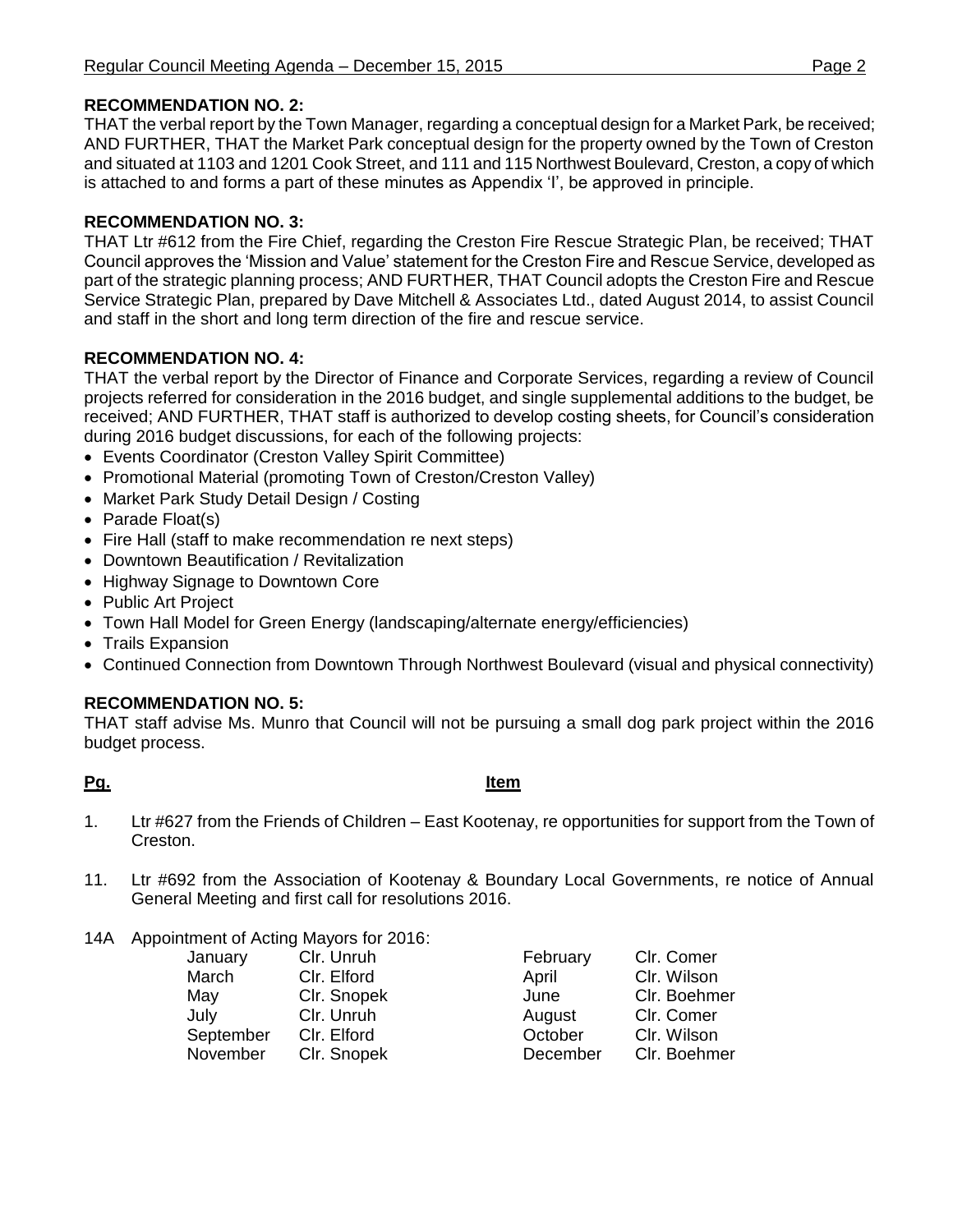**RECOMMENDATION NO. 2:**
THAT the verbal report by the Town Manager, regarding a conceptual design for a Market Park, be received; AND FURTHER, THAT the Market Park conceptual design for the property owned by the Town of Creston and situated at 1103 and 1201 Cook Street, and 111 and 115 Northwest Boulevard, Creston, a copy of which is attached to and forms a part of these minutes as Appendix 'I', be approved in principle.

**RECOMMENDATION NO. 3:**
THAT Ltr #612 from the Fire Chief, regarding the Creston Fire Rescue Strategic Plan, be received; THAT Council approves the 'Mission and Value' statement for the Creston Fire and Rescue Service, developed as part of the strategic planning process; AND FURTHER, THAT Council adopts the Creston Fire and Rescue Service Strategic Plan, prepared by Dave Mitchell & Associates Ltd., dated August 2014, to assist Council and staff in the short and long term direction of the fire and rescue service.

**RECOMMENDATION NO. 4:**
THAT the verbal report by the Director of Finance and Corporate Services, regarding a review of Council projects referred for consideration in the 2016 budget, and single supplemental additions to the budget, be received; AND FURTHER, THAT staff is authorized to develop costing sheets, for Council's consideration during 2016 budget discussions, for each of the following projects:

- Events Coordinator (Creston Valley Spirit Committee)
- Promotional Material (promoting Town of Creston/Creston Valley)
- Market Park Study Detail Design / Costing
- Parade Float(s)
- Fire Hall (staff to make recommendation re next steps)
- Downtown Beautification / Revitalization
- Highway Signage to Downtown Core
- Public Art Project
- Town Hall Model for Green Energy (landscaping/alternate energy/efficiencies)
- Trails Expansion
- Continued Connection from Downtown Through Northwest Boulevard (visual and physical connectivity)

**RECOMMENDATION NO. 5:**
THAT staff advise Ms. Munro that Council will not be pursuing a small dog park project within the 2016 budget process.

| Pg. | Item |
|---|---|
| 1. | Ltr #627 from the Friends of Children – East Kootenay, re opportunities for support from the Town of Creston. |
| 11. | Ltr #692 from the Association of Kootenay & Boundary Local Governments, re notice of Annual General Meeting and first call for resolutions 2016. |
| 14A | Appointment of Acting Mayors for 2016: |

| | | | |
|---|---|---|---|
| January | Clr. Unruh | February | Clr. Comer |
| March | Clr. Elford | April | Clr. Wilson |
| May | Clr. Snopek | June | Clr. Boehmer |
| July | Clr. Unruh | August | Clr. Comer |
| September | Clr. Elford | October | Clr. Wilson |
| November | Clr. Snopek | December | Clr. Boehmer |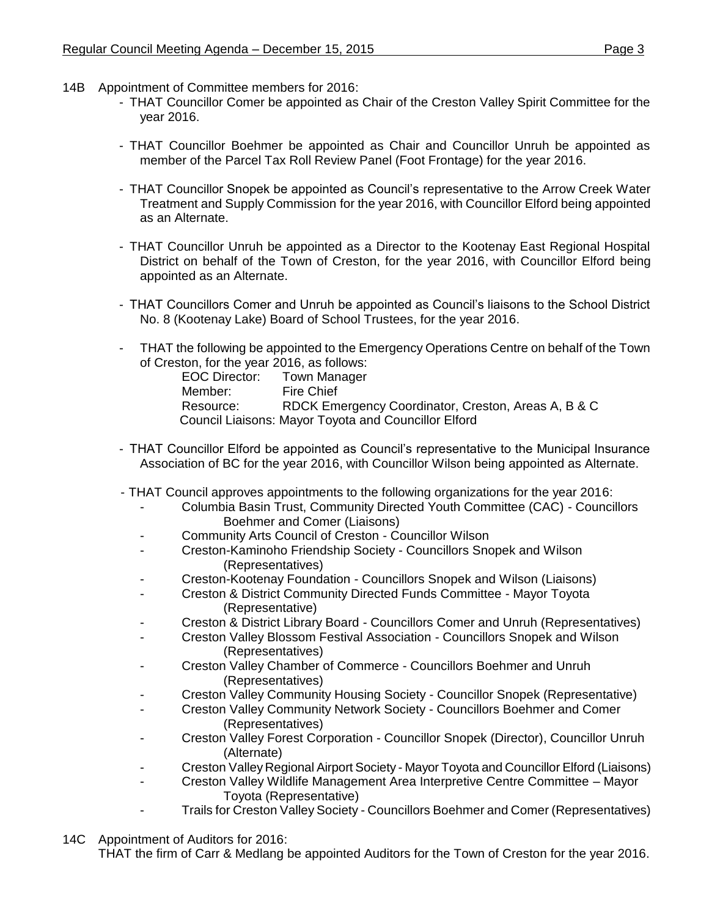14B Appointment of Committee members for 2016:

- THAT Councillor Comer be appointed as Chair of the Creston Valley Spirit Committee for the year 2016.

- THAT Councillor Boehmer be appointed as Chair and Councillor Unruh be appointed as member of the Parcel Tax Roll Review Panel (Foot Frontage) for the year 2016.

- THAT Councillor Snopek be appointed as Council's representative to the Arrow Creek Water Treatment and Supply Commission for the year 2016, with Councillor Elford being appointed as an Alternate.

- THAT Councillor Unruh be appointed as a Director to the Kootenay East Regional Hospital District on behalf of the Town of Creston, for the year 2016, with Councillor Elford being appointed as an Alternate.

- THAT Councillors Comer and Unruh be appointed as Council's liaisons to the School District No. 8 (Kootenay Lake) Board of School Trustees, for the year 2016.

- THAT the following be appointed to the Emergency Operations Centre on behalf of the Town of Creston, for the year 2016, as follows:

  EOC Director: Town Manager
  Member: Fire Chief
  Resource: RDCK Emergency Coordinator, Creston, Areas A, B & C
  Council Liaisons: Mayor Toyota and Councillor Elford

- THAT Councillor Elford be appointed as Council's representative to the Municipal Insurance Association of BC for the year 2016, with Councillor Wilson being appointed as Alternate.

- THAT Council approves appointments to the following organizations for the year 2016:
  - Columbia Basin Trust, Community Directed Youth Committee (CAC) - Councillors Boehmer and Comer (Liaisons)
  - Community Arts Council of Creston - Councillor Wilson
  - Creston-Kaminoho Friendship Society - Councillors Snopek and Wilson (Representatives)
  - Creston-Kootenay Foundation - Councillors Snopek and Wilson (Liaisons)
  - Creston & District Community Directed Funds Committee - Mayor Toyota (Representative)
  - Creston & District Library Board - Councillors Comer and Unruh (Representatives)
  - Creston Valley Blossom Festival Association - Councillors Snopek and Wilson (Representatives)
  - Creston Valley Chamber of Commerce - Councillors Boehmer and Unruh (Representatives)
  - Creston Valley Community Housing Society - Councillor Snopek (Representative)
  - Creston Valley Community Network Society - Councillors Boehmer and Comer (Representatives)
  - Creston Valley Forest Corporation - Councillor Snopek (Director), Councillor Unruh (Alternate)
  - Creston Valley Regional Airport Society - Mayor Toyota and Councillor Elford (Liaisons)
  - Creston Valley Wildlife Management Area Interpretive Centre Committee – Mayor Toyota (Representative)
  - Trails for Creston Valley Society - Councillors Boehmer and Comer (Representatives)

14C Appointment of Auditors for 2016:

THAT the firm of Carr & Medlang be appointed Auditors for the Town of Creston for the year 2016.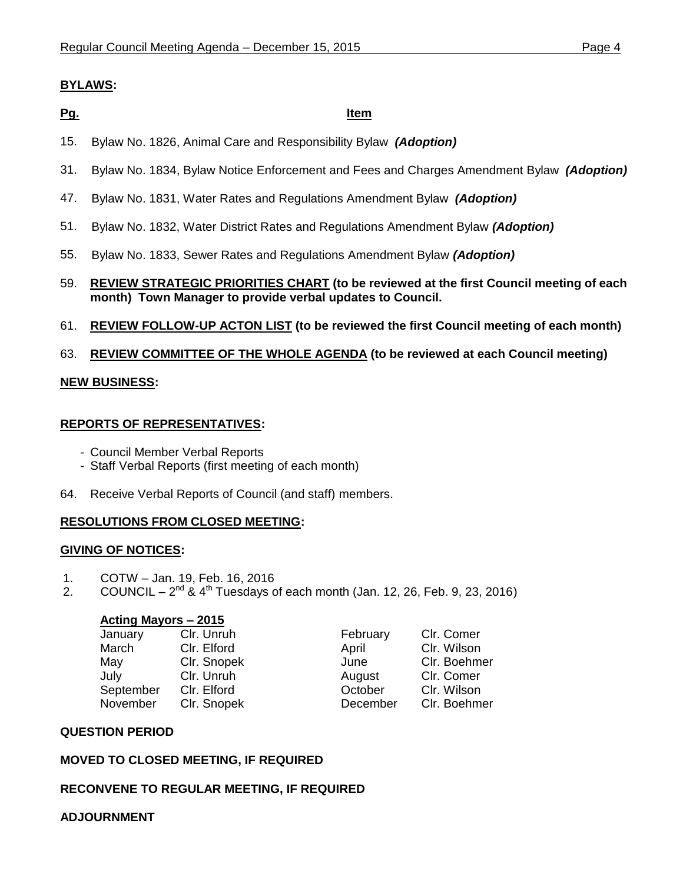**BYLAWS:**

| **Pg.** | **Item** |
|---|---|
| 15. | Bylaw No. 1826, Animal Care and Responsibility Bylaw ***(Adoption)*** |
| 31. | Bylaw No. 1834, Bylaw Notice Enforcement and Fees and Charges Amendment Bylaw ***(Adoption)*** |
| 47. | Bylaw No. 1831, Water Rates and Regulations Amendment Bylaw ***(Adoption)*** |
| 51. | Bylaw No. 1832, Water District Rates and Regulations Amendment Bylaw ***(Adoption)*** |
| 55. | Bylaw No. 1833, Sewer Rates and Regulations Amendment Bylaw ***(Adoption)*** |

59. **REVIEW STRATEGIC PRIORITIES CHART (to be reviewed at the first Council meeting of each month) Town Manager to provide verbal updates to Council.**

61. **REVIEW FOLLOW-UP ACTON LIST (to be reviewed the first Council meeting of each month)**

63. **REVIEW COMMITTEE OF THE WHOLE AGENDA (to be reviewed at each Council meeting)**

**NEW BUSINESS:**

**REPORTS OF REPRESENTATIVES:**

- Council Member Verbal Reports
- Staff Verbal Reports (first meeting of each month)

64. Receive Verbal Reports of Council (and staff) members.

**RESOLUTIONS FROM CLOSED MEETING:**

**GIVING OF NOTICES:**

1. COTW – Jan. 19, Feb. 16, 2016
2. COUNCIL – 2nd & 4th Tuesdays of each month (Jan. 12, 26, Feb. 9, 23, 2016)

**Acting Mayors – 2015**

| | | | |
|---|---|---|---|
| January | Clr. Unruh | February | Clr. Comer |
| March | Clr. Elford | April | Clr. Wilson |
| May | Clr. Snopek | June | Clr. Boehmer |
| July | Clr. Unruh | August | Clr. Comer |
| September | Clr. Elford | October | Clr. Wilson |
| November | Clr. Snopek | December | Clr. Boehmer |

**QUESTION PERIOD**

**MOVED TO CLOSED MEETING, IF REQUIRED**

**RECONVENE TO REGULAR MEETING, IF REQUIRED**

**ADJOURNMENT**